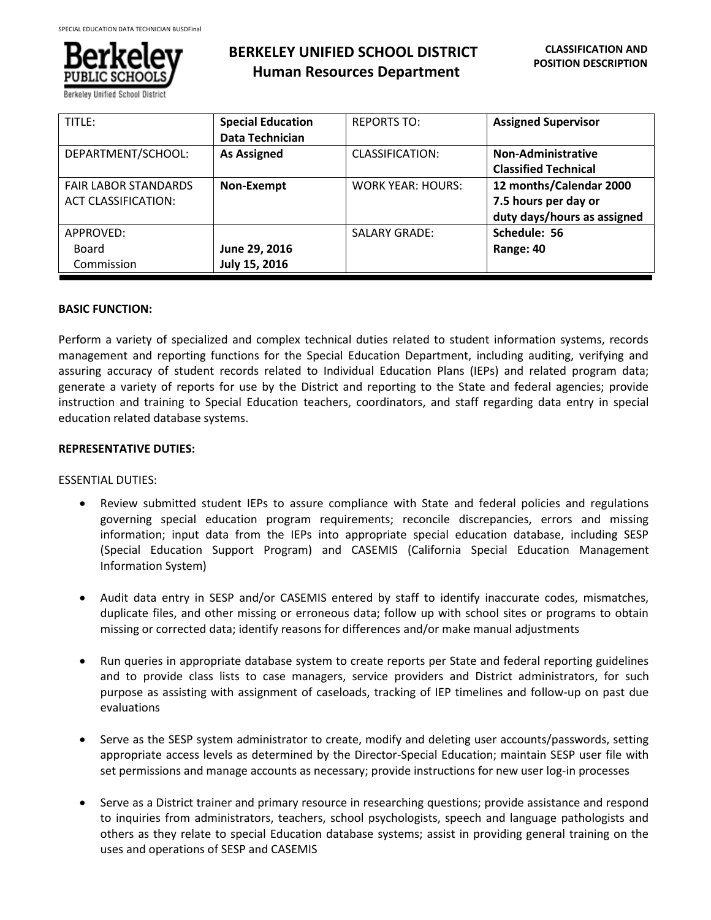# BERKELEY UNIFIED SCHOOL DISTRICT
## Human Resources Department

**CLASSIFICATION AND POSITION DESCRIPTION**

| | | | |
|---|---|---|---|
| TITLE: | **Special Education Data Technician** | REPORTS TO: | **Assigned Supervisor** |
| DEPARTMENT/SCHOOL: | **As Assigned** | CLASSIFICATION: | **Non-Administrative Classified Technical** |
| FAIR LABOR STANDARDS ACT CLASSIFICATION: | **Non-Exempt** | WORK YEAR: HOURS: | **12 months/Calendar 2000 7.5 hours per day or duty days/hours as assigned** |
| APPROVED: Board Commission | **June 29, 2016 July 15, 2016** | SALARY GRADE: | **Schedule: 56 Range: 40** |

**BASIC FUNCTION:**

Perform a variety of specialized and complex technical duties related to student information systems, records management and reporting functions for the Special Education Department, including auditing, verifying and assuring accuracy of student records related to Individual Education Plans (IEPs) and related program data; generate a variety of reports for use by the District and reporting to the State and federal agencies; provide instruction and training to Special Education teachers, coordinators, and staff regarding data entry in special education related database systems.

**REPRESENTATIVE DUTIES:**

ESSENTIAL DUTIES:

- Review submitted student IEPs to assure compliance with State and federal policies and regulations governing special education program requirements; reconcile discrepancies, errors and missing information; input data from the IEPs into appropriate special education database, including SESP (Special Education Support Program) and CASEMIS (California Special Education Management Information System)

- Audit data entry in SESP and/or CASEMIS entered by staff to identify inaccurate codes, mismatches, duplicate files, and other missing or erroneous data; follow up with school sites or programs to obtain missing or corrected data; identify reasons for differences and/or make manual adjustments

- Run queries in appropriate database system to create reports per State and federal reporting guidelines and to provide class lists to case managers, service providers and District administrators, for such purpose as assisting with assignment of caseloads, tracking of IEP timelines and follow-up on past due evaluations

- Serve as the SESP system administrator to create, modify and deleting user accounts/passwords, setting appropriate access levels as determined by the Director-Special Education; maintain SESP user file with set permissions and manage accounts as necessary; provide instructions for new user log-in processes

- Serve as a District trainer and primary resource in researching questions; provide assistance and respond to inquiries from administrators, teachers, school psychologists, speech and language pathologists and others as they relate to special Education database systems; assist in providing general training on the uses and operations of SESP and CASEMIS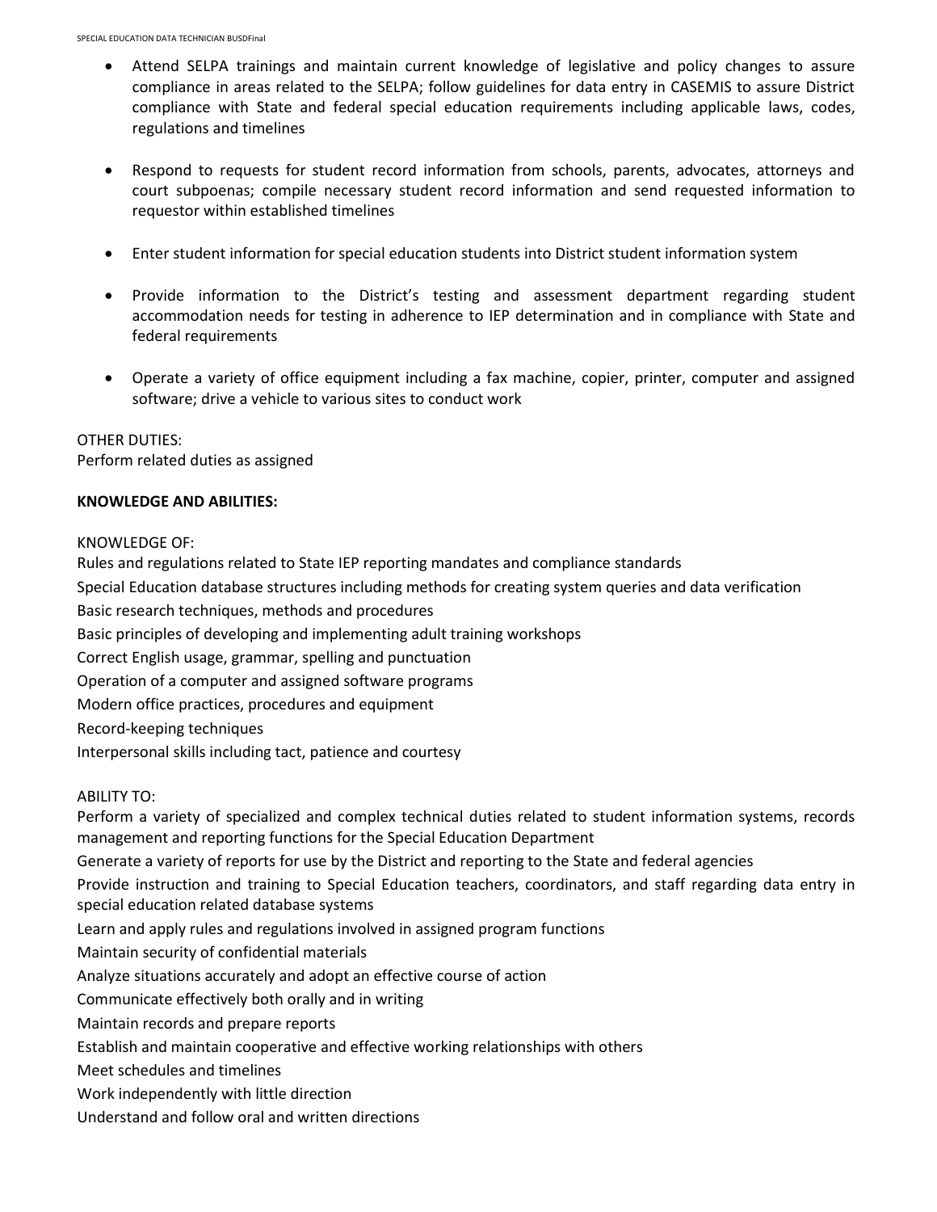- Attend SELPA trainings and maintain current knowledge of legislative and policy changes to assure compliance in areas related to the SELPA; follow guidelines for data entry in CASEMIS to assure District compliance with State and federal special education requirements including applicable laws, codes, regulations and timelines

- Respond to requests for student record information from schools, parents, advocates, attorneys and court subpoenas; compile necessary student record information and send requested information to requestor within established timelines

- Enter student information for special education students into District student information system

- Provide information to the District's testing and assessment department regarding student accommodation needs for testing in adherence to IEP determination and in compliance with State and federal requirements

- Operate a variety of office equipment including a fax machine, copier, printer, computer and assigned software; drive a vehicle to various sites to conduct work

OTHER DUTIES:
Perform related duties as assigned

**KNOWLEDGE AND ABILITIES:**

KNOWLEDGE OF:
Rules and regulations related to State IEP reporting mandates and compliance standards
Special Education database structures including methods for creating system queries and data verification
Basic research techniques, methods and procedures
Basic principles of developing and implementing adult training workshops
Correct English usage, grammar, spelling and punctuation
Operation of a computer and assigned software programs
Modern office practices, procedures and equipment
Record-keeping techniques
Interpersonal skills including tact, patience and courtesy

ABILITY TO:
Perform a variety of specialized and complex technical duties related to student information systems, records management and reporting functions for the Special Education Department
Generate a variety of reports for use by the District and reporting to the State and federal agencies
Provide instruction and training to Special Education teachers, coordinators, and staff regarding data entry in special education related database systems
Learn and apply rules and regulations involved in assigned program functions
Maintain security of confidential materials
Analyze situations accurately and adopt an effective course of action
Communicate effectively both orally and in writing
Maintain records and prepare reports
Establish and maintain cooperative and effective working relationships with others
Meet schedules and timelines
Work independently with little direction
Understand and follow oral and written directions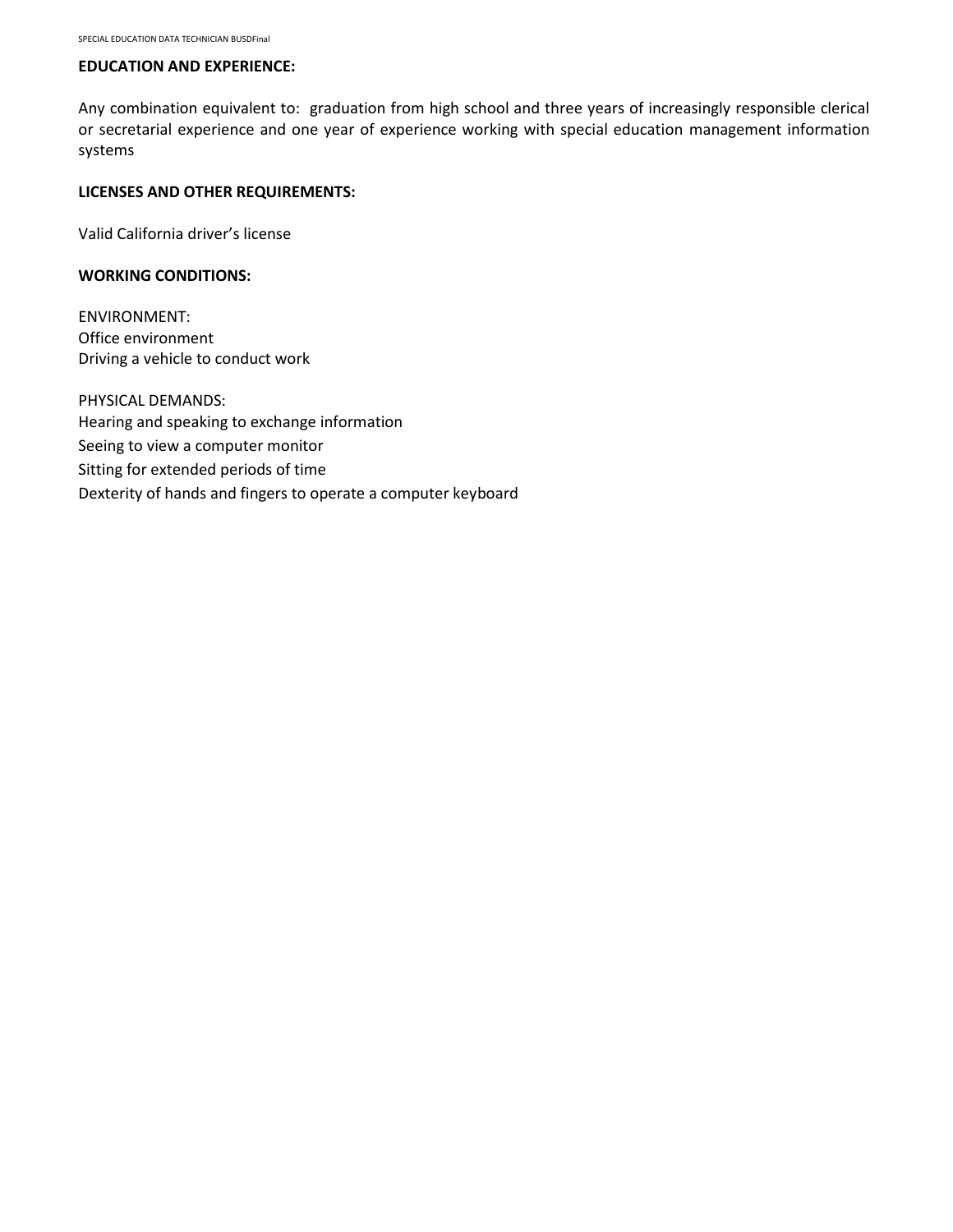**EDUCATION AND EXPERIENCE:**

Any combination equivalent to: graduation from high school and three years of increasingly responsible clerical or secretarial experience and one year of experience working with special education management information systems

**LICENSES AND OTHER REQUIREMENTS:**

Valid California driver's license

**WORKING CONDITIONS:**

ENVIRONMENT:
Office environment
Driving a vehicle to conduct work

PHYSICAL DEMANDS:
Hearing and speaking to exchange information
Seeing to view a computer monitor
Sitting for extended periods of time
Dexterity of hands and fingers to operate a computer keyboard